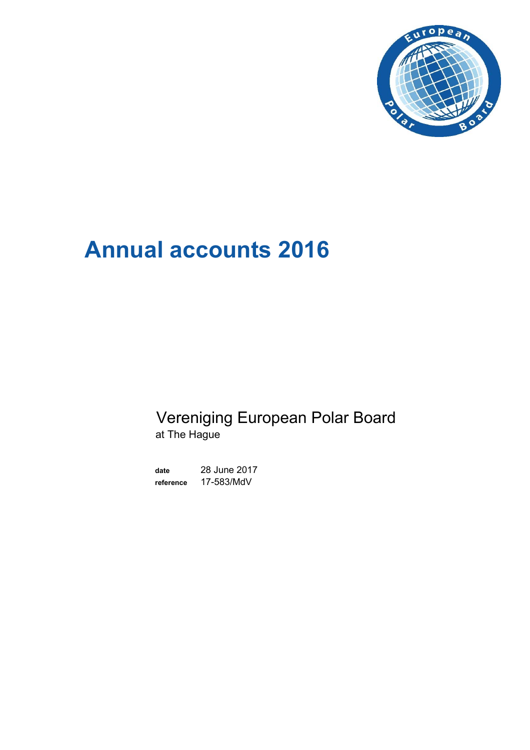# Annual accounts 2016

Vereniging European Polar Board
at The Hague

**date** 28 June 2017
**reference** 17-583/MdV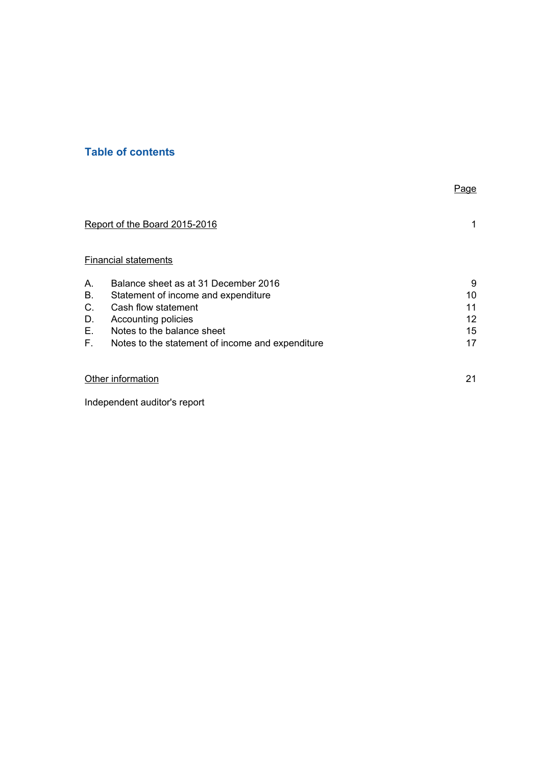## Table of contents

| | | Page |
|---|---|---|
| Report of the Board 2015-2016 | | 1 |
| Financial statements | | |
| A. | Balance sheet as at 31 December 2016 | 9 |
| B. | Statement of income and expenditure | 10 |
| C. | Cash flow statement | 11 |
| D. | Accounting policies | 12 |
| E. | Notes to the balance sheet | 15 |
| F. | Notes to the statement of income and expenditure | 17 |
| Other information | | 21 |
| Independent auditor's report | | |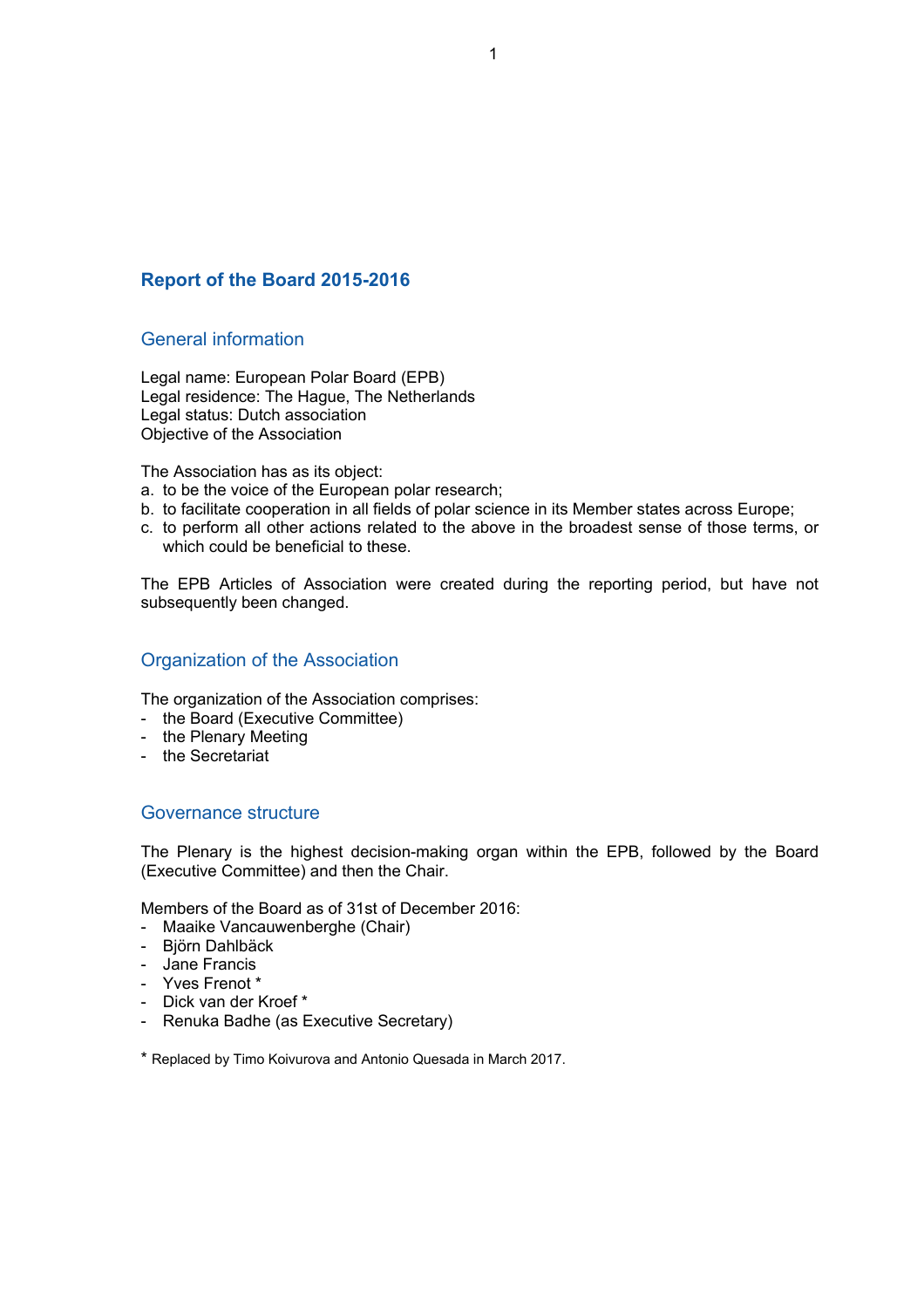# Report of the Board 2015-2016

## General information

Legal name: European Polar Board (EPB)
Legal residence: The Hague, The Netherlands
Legal status: Dutch association
Objective of the Association

The Association has as its object:

a. to be the voice of the European polar research;
b. to facilitate cooperation in all fields of polar science in its Member states across Europe;
c. to perform all other actions related to the above in the broadest sense of those terms, or which could be beneficial to these.

The EPB Articles of Association were created during the reporting period, but have not subsequently been changed.

## Organization of the Association

The organization of the Association comprises:

- the Board (Executive Committee)
- the Plenary Meeting
- the Secretariat

## Governance structure

The Plenary is the highest decision-making organ within the EPB, followed by the Board (Executive Committee) and then the Chair.

Members of the Board as of 31st of December 2016:

- Maaike Vancauwenberghe (Chair)
- Björn Dahlbäck
- Jane Francis
- Yves Frenot *
- Dick van der Kroef *
- Renuka Badhe (as Executive Secretary)

* Replaced by Timo Koivurova and Antonio Quesada in March 2017.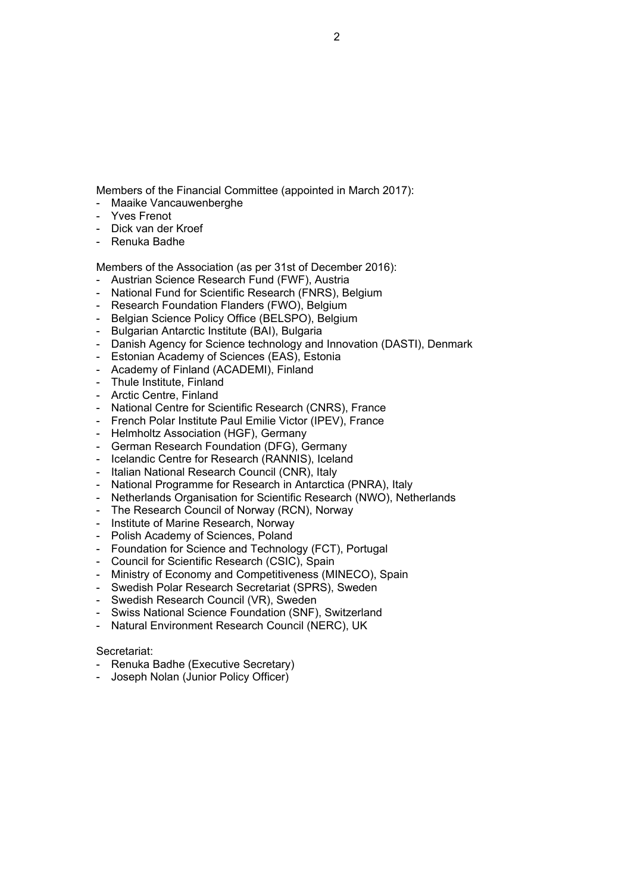Members of the Financial Committee (appointed in March 2017):

- Maaike Vancauwenberghe
- Yves Frenot
- Dick van der Kroef
- Renuka Badhe

Members of the Association (as per 31st of December 2016):

- Austrian Science Research Fund (FWF), Austria
- National Fund for Scientific Research (FNRS), Belgium
- Research Foundation Flanders (FWO), Belgium
- Belgian Science Policy Office (BELSPO), Belgium
- Bulgarian Antarctic Institute (BAI), Bulgaria
- Danish Agency for Science technology and Innovation (DASTI), Denmark
- Estonian Academy of Sciences (EAS), Estonia
- Academy of Finland (ACADEMI), Finland
- Thule Institute, Finland
- Arctic Centre, Finland
- National Centre for Scientific Research (CNRS), France
- French Polar Institute Paul Emilie Victor (IPEV), France
- Helmholtz Association (HGF), Germany
- German Research Foundation (DFG), Germany
- Icelandic Centre for Research (RANNIS), Iceland
- Italian National Research Council (CNR), Italy
- National Programme for Research in Antarctica (PNRA), Italy
- Netherlands Organisation for Scientific Research (NWO), Netherlands
- The Research Council of Norway (RCN), Norway
- Institute of Marine Research, Norway
- Polish Academy of Sciences, Poland
- Foundation for Science and Technology (FCT), Portugal
- Council for Scientific Research (CSIC), Spain
- Ministry of Economy and Competitiveness (MINECO), Spain
- Swedish Polar Research Secretariat (SPRS), Sweden
- Swedish Research Council (VR), Sweden
- Swiss National Science Foundation (SNF), Switzerland
- Natural Environment Research Council (NERC), UK

Secretariat:

- Renuka Badhe (Executive Secretary)
- Joseph Nolan (Junior Policy Officer)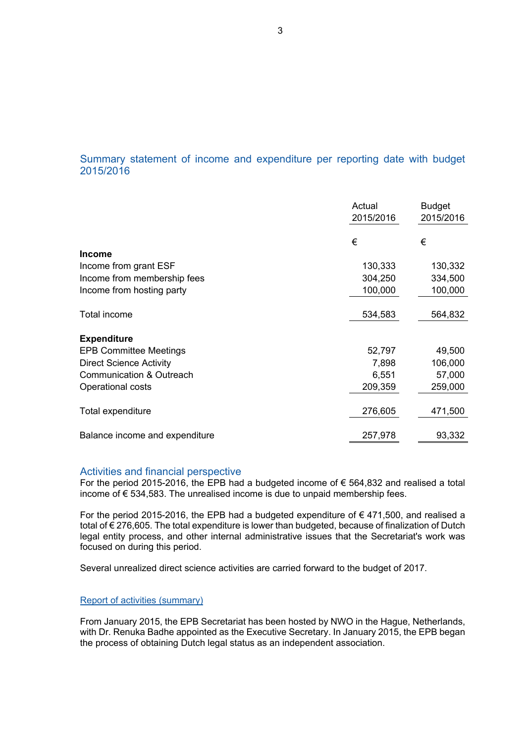## Summary statement of income and expenditure per reporting date with budget 2015/2016

| | Actual 2015/2016 | Budget 2015/2016 |
|---|---|---|
| | € | € |
| **Income** | | |
| Income from grant ESF | 130,333 | 130,332 |
| Income from membership fees | 304,250 | 334,500 |
| Income from hosting party | 100,000 | 100,000 |
| Total income | 534,583 | 564,832 |
| **Expenditure** | | |
| EPB Committee Meetings | 52,797 | 49,500 |
| Direct Science Activity | 7,898 | 106,000 |
| Communication & Outreach | 6,551 | 57,000 |
| Operational costs | 209,359 | 259,000 |
| Total expenditure | 276,605 | 471,500 |
| Balance income and expenditure | 257,978 | 93,332 |

## Activities and financial perspective

For the period 2015-2016, the EPB had a budgeted income of € 564,832 and realised a total income of € 534,583. The unrealised income is due to unpaid membership fees.

For the period 2015-2016, the EPB had a budgeted expenditure of € 471,500, and realised a total of € 276,605. The total expenditure is lower than budgeted, because of finalization of Dutch legal entity process, and other internal administrative issues that the Secretariat's work was focused on during this period.

Several unrealized direct science activities are carried forward to the budget of 2017.

### Report of activities (summary)

From January 2015, the EPB Secretariat has been hosted by NWO in the Hague, Netherlands, with Dr. Renuka Badhe appointed as the Executive Secretary. In January 2015, the EPB began the process of obtaining Dutch legal status as an independent association.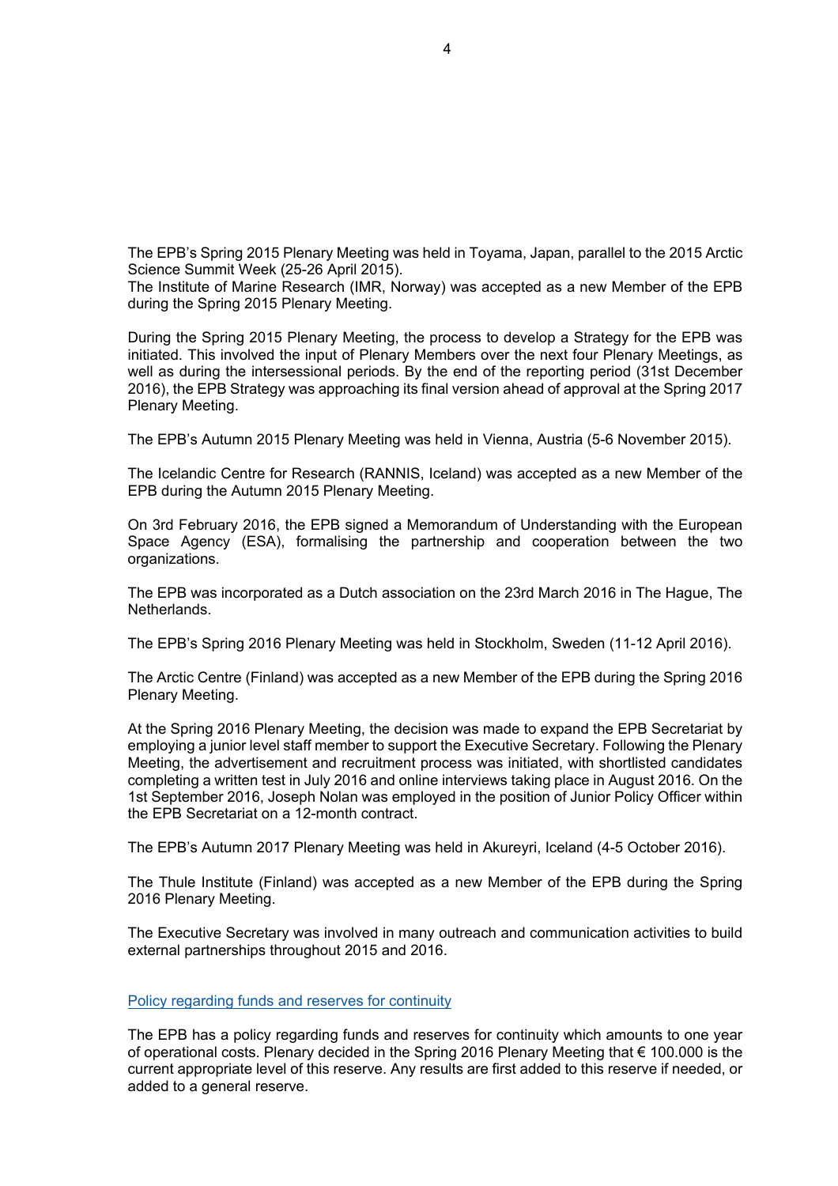The EPB's Spring 2015 Plenary Meeting was held in Toyama, Japan, parallel to the 2015 Arctic Science Summit Week (25-26 April 2015).
The Institute of Marine Research (IMR, Norway) was accepted as a new Member of the EPB during the Spring 2015 Plenary Meeting.

During the Spring 2015 Plenary Meeting, the process to develop a Strategy for the EPB was initiated. This involved the input of Plenary Members over the next four Plenary Meetings, as well as during the intersessional periods. By the end of the reporting period (31st December 2016), the EPB Strategy was approaching its final version ahead of approval at the Spring 2017 Plenary Meeting.

The EPB's Autumn 2015 Plenary Meeting was held in Vienna, Austria (5-6 November 2015).

The Icelandic Centre for Research (RANNIS, Iceland) was accepted as a new Member of the EPB during the Autumn 2015 Plenary Meeting.

On 3rd February 2016, the EPB signed a Memorandum of Understanding with the European Space Agency (ESA), formalising the partnership and cooperation between the two organizations.

The EPB was incorporated as a Dutch association on the 23rd March 2016 in The Hague, The Netherlands.

The EPB's Spring 2016 Plenary Meeting was held in Stockholm, Sweden (11-12 April 2016).

The Arctic Centre (Finland) was accepted as a new Member of the EPB during the Spring 2016 Plenary Meeting.

At the Spring 2016 Plenary Meeting, the decision was made to expand the EPB Secretariat by employing a junior level staff member to support the Executive Secretary. Following the Plenary Meeting, the advertisement and recruitment process was initiated, with shortlisted candidates completing a written test in July 2016 and online interviews taking place in August 2016. On the 1st September 2016, Joseph Nolan was employed in the position of Junior Policy Officer within the EPB Secretariat on a 12-month contract.

The EPB's Autumn 2017 Plenary Meeting was held in Akureyri, Iceland (4-5 October 2016).

The Thule Institute (Finland) was accepted as a new Member of the EPB during the Spring 2016 Plenary Meeting.

The Executive Secretary was involved in many outreach and communication activities to build external partnerships throughout 2015 and 2016.

## Policy regarding funds and reserves for continuity

The EPB has a policy regarding funds and reserves for continuity which amounts to one year of operational costs. Plenary decided in the Spring 2016 Plenary Meeting that € 100.000 is the current appropriate level of this reserve. Any results are first added to this reserve if needed, or added to a general reserve.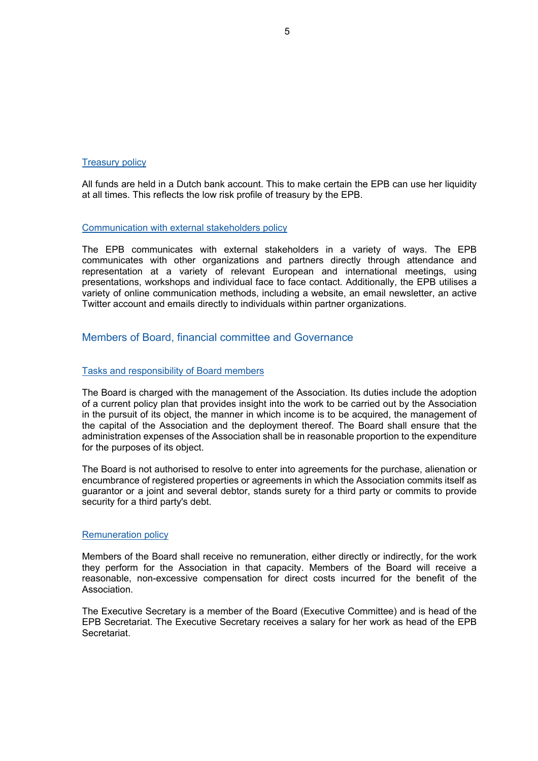### Treasury policy

All funds are held in a Dutch bank account. This to make certain the EPB can use her liquidity at all times. This reflects the low risk profile of treasury by the EPB.

### Communication with external stakeholders policy

The EPB communicates with external stakeholders in a variety of ways. The EPB communicates with other organizations and partners directly through attendance and representation at a variety of relevant European and international meetings, using presentations, workshops and individual face to face contact. Additionally, the EPB utilises a variety of online communication methods, including a website, an email newsletter, an active Twitter account and emails directly to individuals within partner organizations.

## Members of Board, financial committee and Governance

### Tasks and responsibility of Board members

The Board is charged with the management of the Association. Its duties include the adoption of a current policy plan that provides insight into the work to be carried out by the Association in the pursuit of its object, the manner in which income is to be acquired, the management of the capital of the Association and the deployment thereof. The Board shall ensure that the administration expenses of the Association shall be in reasonable proportion to the expenditure for the purposes of its object.

The Board is not authorised to resolve to enter into agreements for the purchase, alienation or encumbrance of registered properties or agreements in which the Association commits itself as guarantor or a joint and several debtor, stands surety for a third party or commits to provide security for a third party's debt.

### Remuneration policy

Members of the Board shall receive no remuneration, either directly or indirectly, for the work they perform for the Association in that capacity. Members of the Board will receive a reasonable, non-excessive compensation for direct costs incurred for the benefit of the Association.

The Executive Secretary is a member of the Board (Executive Committee) and is head of the EPB Secretariat. The Executive Secretary receives a salary for her work as head of the EPB Secretariat.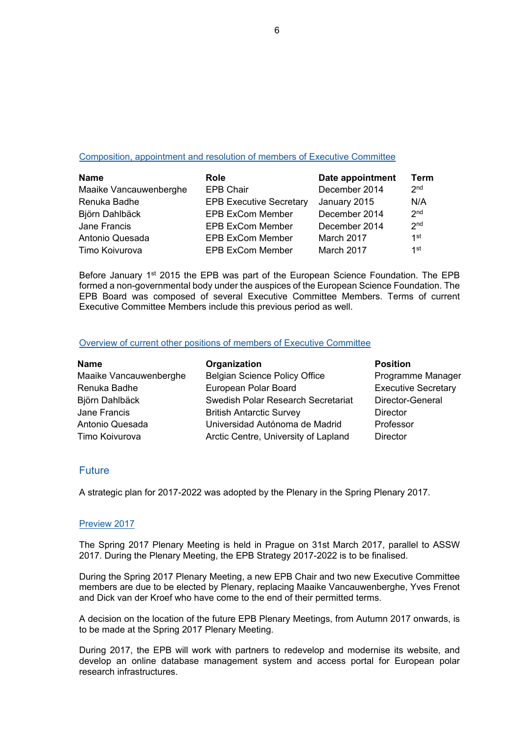### Composition, appointment and resolution of members of Executive Committee

| Name | Role | Date appointment | Term |
|---|---|---|---|
| Maaike Vancauwenberghe | EPB Chair | December 2014 | 2nd |
| Renuka Badhe | EPB Executive Secretary | January 2015 | N/A |
| Björn Dahlbäck | EPB ExCom Member | December 2014 | 2nd |
| Jane Francis | EPB ExCom Member | December 2014 | 2nd |
| Antonio Quesada | EPB ExCom Member | March 2017 | 1st |
| Timo Koivurova | EPB ExCom Member | March 2017 | 1st |

Before January 1st 2015 the EPB was part of the European Science Foundation. The EPB formed a non-governmental body under the auspices of the European Science Foundation. The EPB Board was composed of several Executive Committee Members. Terms of current Executive Committee Members include this previous period as well.

### Overview of current other positions of members of Executive Committee

| Name | Organization | Position |
|---|---|---|
| Maaike Vancauwenberghe | Belgian Science Policy Office | Programme Manager |
| Renuka Badhe | European Polar Board | Executive Secretary |
| Björn Dahlbäck | Swedish Polar Research Secretariat | Director-General |
| Jane Francis | British Antarctic Survey | Director |
| Antonio Quesada | Universidad Autónoma de Madrid | Professor |
| Timo Koivurova | Arctic Centre, University of Lapland | Director |

## Future

A strategic plan for 2017-2022 was adopted by the Plenary in the Spring Plenary 2017.

### Preview 2017

The Spring 2017 Plenary Meeting is held in Prague on 31st March 2017, parallel to ASSW 2017. During the Plenary Meeting, the EPB Strategy 2017-2022 is to be finalised.

During the Spring 2017 Plenary Meeting, a new EPB Chair and two new Executive Committee members are due to be elected by Plenary, replacing Maaike Vancauwenberghe, Yves Frenot and Dick van der Kroef who have come to the end of their permitted terms.

A decision on the location of the future EPB Plenary Meetings, from Autumn 2017 onwards, is to be made at the Spring 2017 Plenary Meeting.

During 2017, the EPB will work with partners to redevelop and modernise its website, and develop an online database management system and access portal for European polar research infrastructures.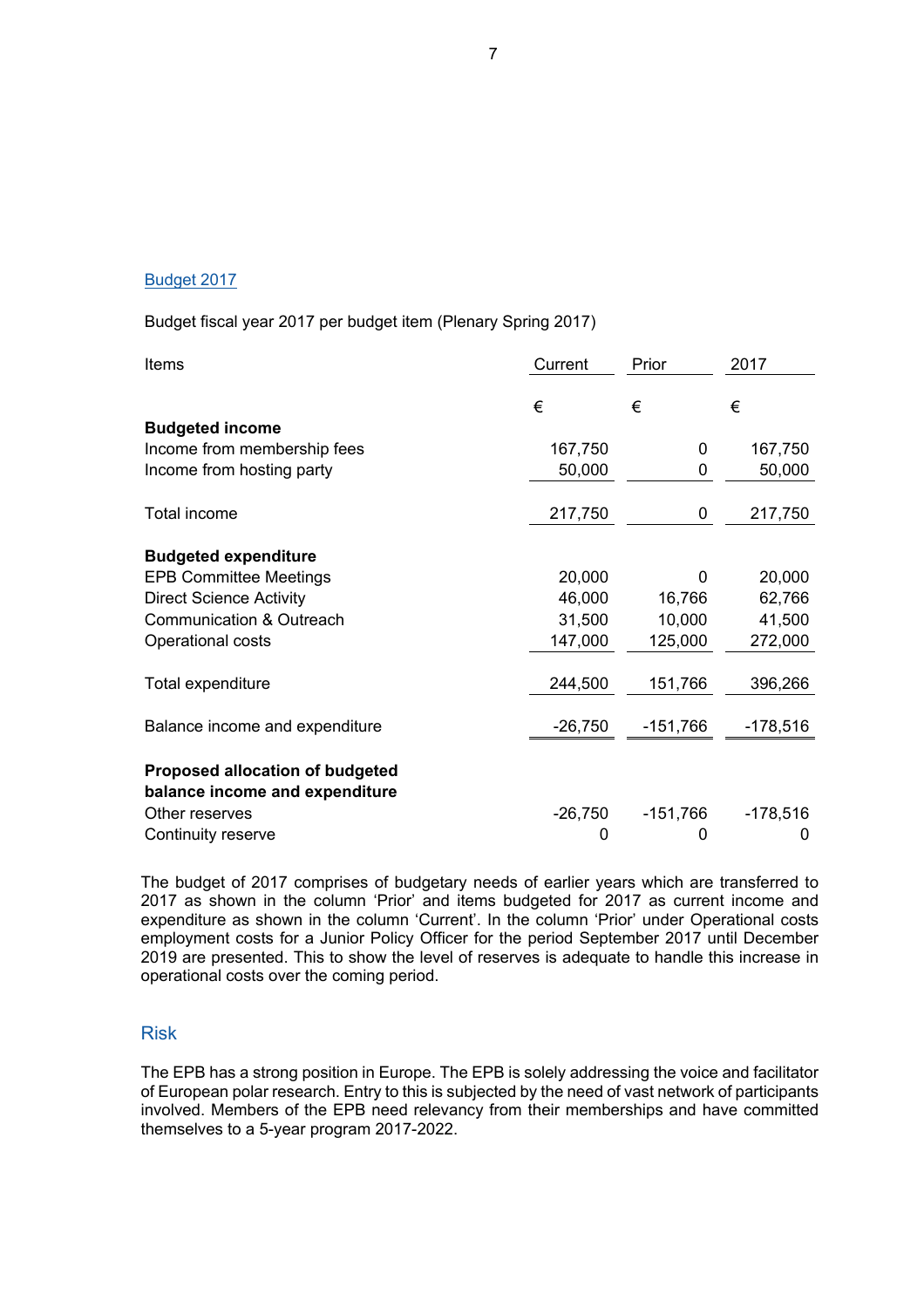## Budget 2017

Budget fiscal year 2017 per budget item (Plenary Spring 2017)

| Items | Current | Prior | 2017 |
|---|---|---|---|
| | € | € | € |
| **Budgeted income** | | | |
| Income from membership fees | 167,750 | 0 | 167,750 |
| Income from hosting party | 50,000 | 0 | 50,000 |
| Total income | 217,750 | 0 | 217,750 |
| **Budgeted expenditure** | | | |
| EPB Committee Meetings | 20,000 | 0 | 20,000 |
| Direct Science Activity | 46,000 | 16,766 | 62,766 |
| Communication & Outreach | 31,500 | 10,000 | 41,500 |
| Operational costs | 147,000 | 125,000 | 272,000 |
| Total expenditure | 244,500 | 151,766 | 396,266 |
| Balance income and expenditure | -26,750 | -151,766 | -178,516 |
| **Proposed allocation of budgeted balance income and expenditure** | | | |
| Other reserves | -26,750 | -151,766 | -178,516 |
| Continuity reserve | 0 | 0 | 0 |

The budget of 2017 comprises of budgetary needs of earlier years which are transferred to 2017 as shown in the column 'Prior' and items budgeted for 2017 as current income and expenditure as shown in the column 'Current'. In the column 'Prior' under Operational costs employment costs for a Junior Policy Officer for the period September 2017 until December 2019 are presented. This to show the level of reserves is adequate to handle this increase in operational costs over the coming period.

## Risk

The EPB has a strong position in Europe. The EPB is solely addressing the voice and facilitator of European polar research. Entry to this is subjected by the need of vast network of participants involved. Members of the EPB need relevancy from their memberships and have committed themselves to a 5-year program 2017-2022.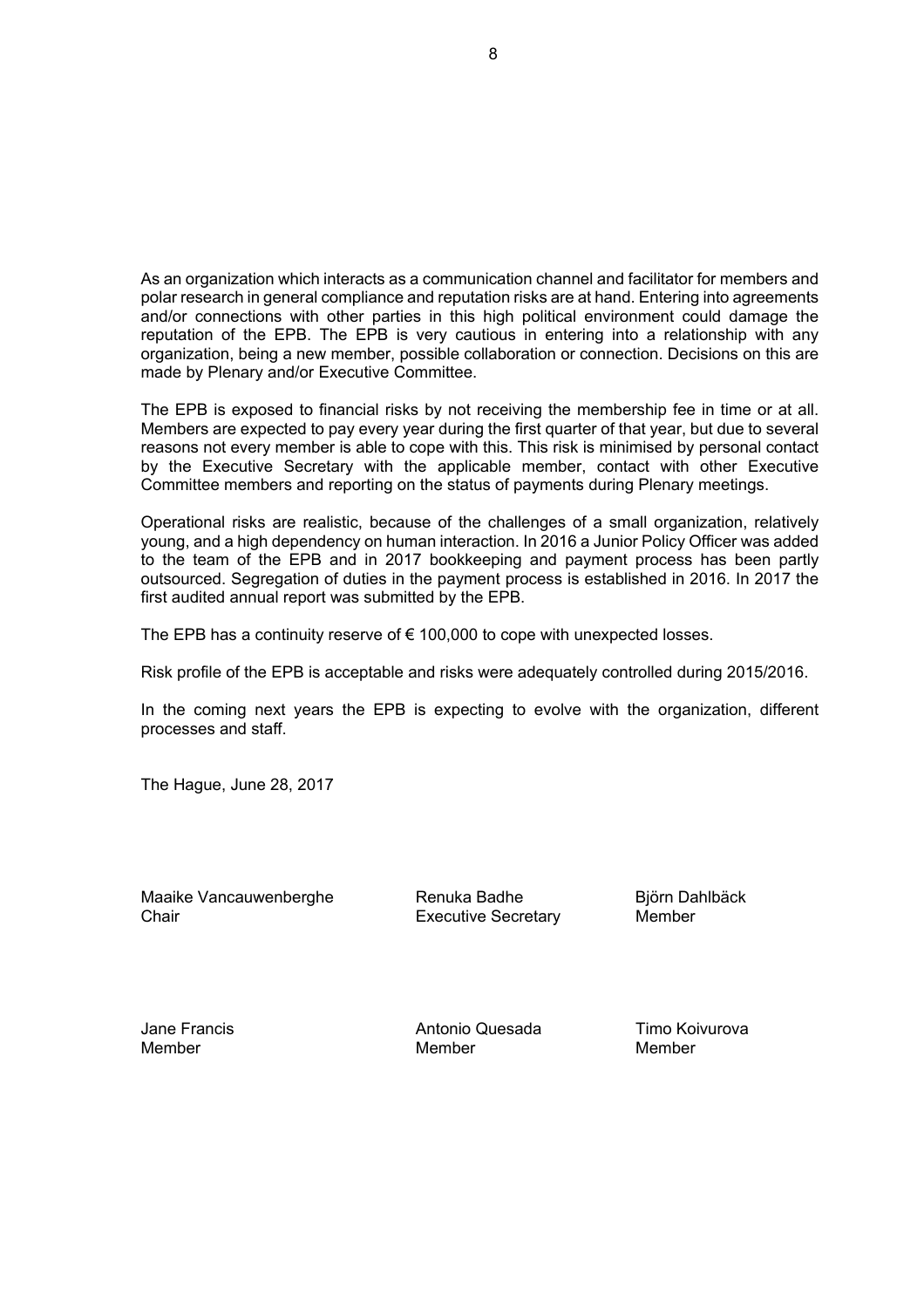As an organization which interacts as a communication channel and facilitator for members and polar research in general compliance and reputation risks are at hand. Entering into agreements and/or connections with other parties in this high political environment could damage the reputation of the EPB. The EPB is very cautious in entering into a relationship with any organization, being a new member, possible collaboration or connection. Decisions on this are made by Plenary and/or Executive Committee.

The EPB is exposed to financial risks by not receiving the membership fee in time or at all. Members are expected to pay every year during the first quarter of that year, but due to several reasons not every member is able to cope with this. This risk is minimised by personal contact by the Executive Secretary with the applicable member, contact with other Executive Committee members and reporting on the status of payments during Plenary meetings.

Operational risks are realistic, because of the challenges of a small organization, relatively young, and a high dependency on human interaction. In 2016 a Junior Policy Officer was added to the team of the EPB and in 2017 bookkeeping and payment process has been partly outsourced. Segregation of duties in the payment process is established in 2016. In 2017 the first audited annual report was submitted by the EPB.

The EPB has a continuity reserve of € 100,000 to cope with unexpected losses.

Risk profile of the EPB is acceptable and risks were adequately controlled during 2015/2016.

In the coming next years the EPB is expecting to evolve with the organization, different processes and staff.

The Hague, June 28, 2017

| | | |
|---|---|---|
| Maaike Vancauwenberghe<br>Chair | Renuka Badhe<br>Executive Secretary | Björn Dahlbäck<br>Member |
| Jane Francis<br>Member | Antonio Quesada<br>Member | Timo Koivurova<br>Member |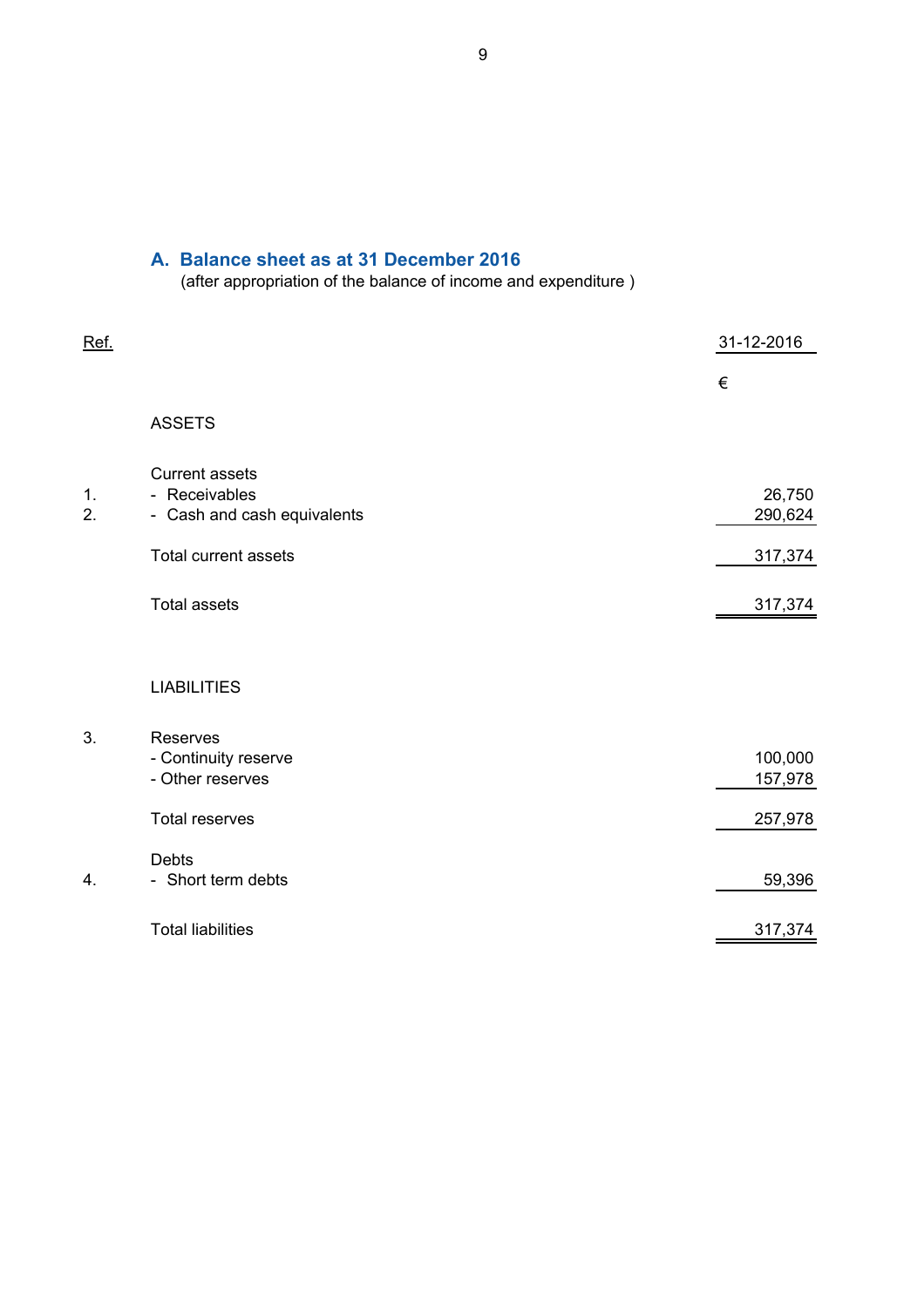## A. Balance sheet as at 31 December 2016

(after appropriation of the balance of income and expenditure )

| Ref. | | 31-12-2016 |
|---|---|---|
| | | € |
| | ASSETS | |
| | Current assets | |
| 1. | - Receivables | 26,750 |
| 2. | - Cash and cash equivalents | 290,624 |
| | Total current assets | 317,374 |
| | Total assets | 317,374 |
| | LIABILITIES | |
| 3. | Reserves | |
| | - Continuity reserve | 100,000 |
| | - Other reserves | 157,978 |
| | Total reserves | 257,978 |
| | Debts | |
| 4. | - Short term debts | 59,396 |
| | Total liabilities | 317,374 |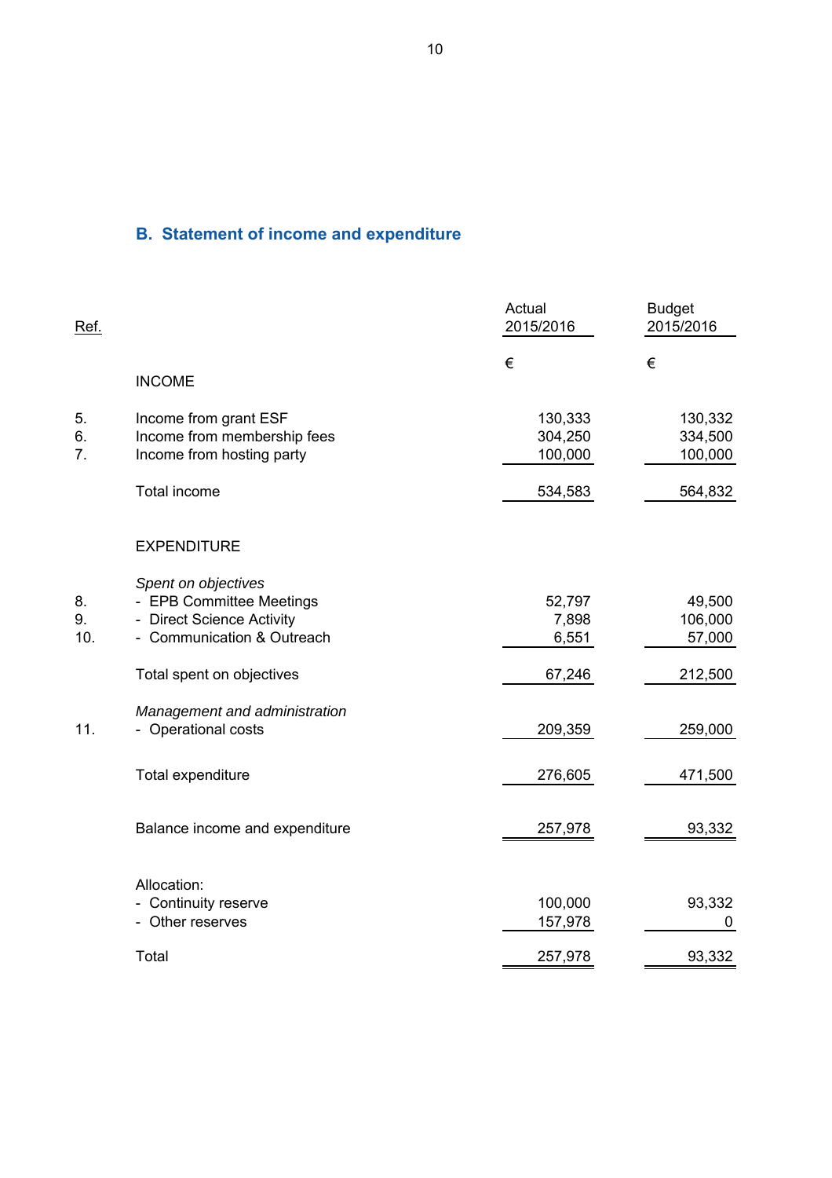## B. Statement of income and expenditure

| Ref. | | Actual 2015/2016 | Budget 2015/2016 |
|---|---|---|---|
| | | € | € |
| | INCOME | | |
| 5. | Income from grant ESF | 130,333 | 130,332 |
| 6. | Income from membership fees | 304,250 | 334,500 |
| 7. | Income from hosting party | 100,000 | 100,000 |
| | Total income | 534,583 | 564,832 |
| | EXPENDITURE | | |
| | *Spent on objectives* | | |
| 8. | - EPB Committee Meetings | 52,797 | 49,500 |
| 9. | - Direct Science Activity | 7,898 | 106,000 |
| 10. | - Communication & Outreach | 6,551 | 57,000 |
| | Total spent on objectives | 67,246 | 212,500 |
| | *Management and administration* | | |
| 11. | - Operational costs | 209,359 | 259,000 |
| | Total expenditure | 276,605 | 471,500 |
| | Balance income and expenditure | 257,978 | 93,332 |
| | Allocation: | | |
| | - Continuity reserve | 100,000 | 93,332 |
| | - Other reserves | 157,978 | 0 |
| | Total | 257,978 | 93,332 |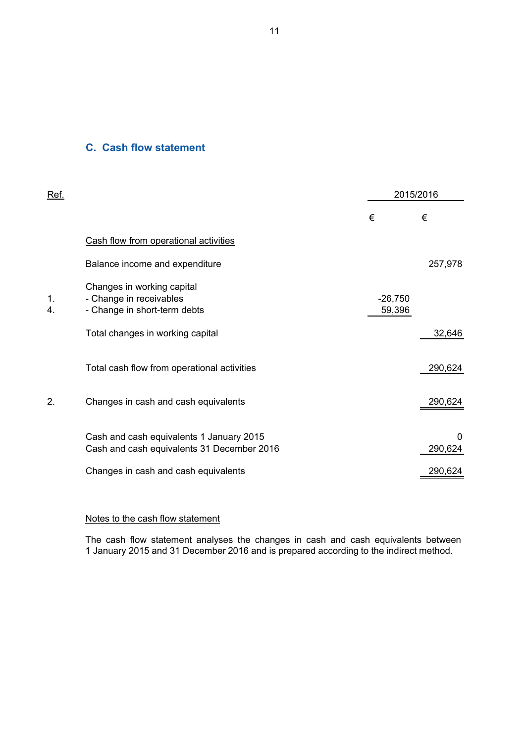## C. Cash flow statement

| Ref. | | 2015/2016 | |
|---|---|---|---|
| | | € | € |
| | Cash flow from operational activities | | |
| | Balance income and expenditure | | 257,978 |
| | Changes in working capital | | |
| 1. | - Change in receivables | -26,750 | |
| 4. | - Change in short-term debts | 59,396 | |
| | Total changes in working capital | | 32,646 |
| | Total cash flow from operational activities | | 290,624 |
| 2. | Changes in cash and cash equivalents | | 290,624 |
| | Cash and cash equivalents 1 January 2015 | | 0 |
| | Cash and cash equivalents 31 December 2016 | | 290,624 |
| | Changes in cash and cash equivalents | | 290,624 |

Notes to the cash flow statement

The cash flow statement analyses the changes in cash and cash equivalents between 1 January 2015 and 31 December 2016 and is prepared according to the indirect method.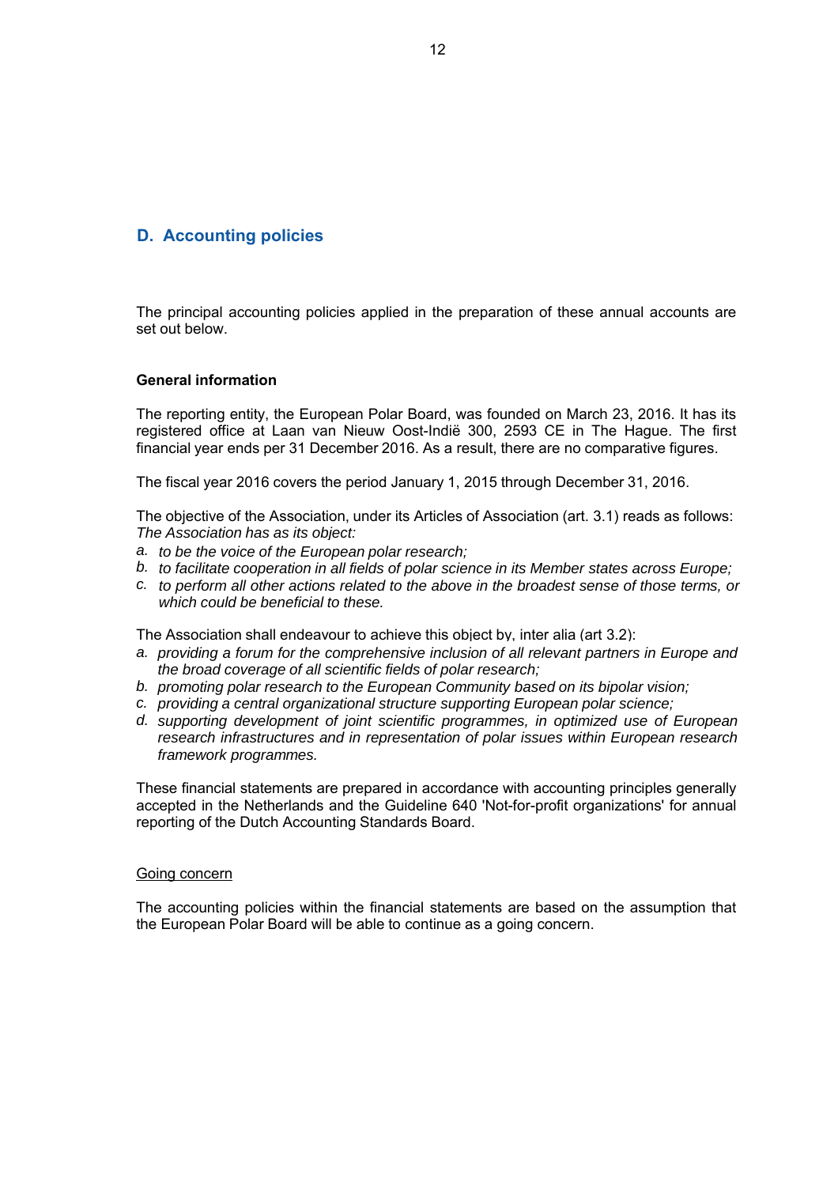## D. Accounting policies

The principal accounting policies applied in the preparation of these annual accounts are set out below.

**General information**

The reporting entity, the European Polar Board, was founded on March 23, 2016. It has its registered office at Laan van Nieuw Oost-Indië 300, 2593 CE in The Hague. The first financial year ends per 31 December 2016. As a result, there are no comparative figures.

The fiscal year 2016 covers the period January 1, 2015 through December 31, 2016.

The objective of the Association, under its Articles of Association (art. 3.1) reads as follows:
*The Association has as its object:*

a. *to be the voice of the European polar research;*
b. *to facilitate cooperation in all fields of polar science in its Member states across Europe;*
c. *to perform all other actions related to the above in the broadest sense of those terms, or which could be beneficial to these.*

The Association shall endeavour to achieve this object by, inter alia (art 3.2):

a. *providing a forum for the comprehensive inclusion of all relevant partners in Europe and the broad coverage of all scientific fields of polar research;*
b. *promoting polar research to the European Community based on its bipolar vision;*
c. *providing a central organizational structure supporting European polar science;*
d. *supporting development of joint scientific programmes, in optimized use of European research infrastructures and in representation of polar issues within European research framework programmes.*

These financial statements are prepared in accordance with accounting principles generally accepted in the Netherlands and the Guideline 640 'Not-for-profit organizations' for annual reporting of the Dutch Accounting Standards Board.

Going concern

The accounting policies within the financial statements are based on the assumption that the European Polar Board will be able to continue as a going concern.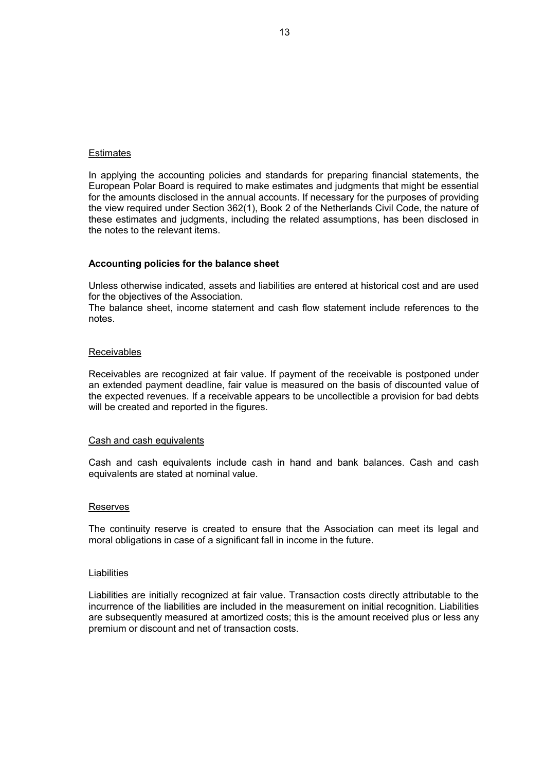<u>Estimates</u>

In applying the accounting policies and standards for preparing financial statements, the European Polar Board is required to make estimates and judgments that might be essential for the amounts disclosed in the annual accounts. If necessary for the purposes of providing the view required under Section 362(1), Book 2 of the Netherlands Civil Code, the nature of these estimates and judgments, including the related assumptions, has been disclosed in the notes to the relevant items.

**Accounting policies for the balance sheet**

Unless otherwise indicated, assets and liabilities are entered at historical cost and are used for the objectives of the Association.
The balance sheet, income statement and cash flow statement include references to the notes.

<u>Receivables</u>

Receivables are recognized at fair value. If payment of the receivable is postponed under an extended payment deadline, fair value is measured on the basis of discounted value of the expected revenues. If a receivable appears to be uncollectible a provision for bad debts will be created and reported in the figures.

<u>Cash and cash equivalents</u>

Cash and cash equivalents include cash in hand and bank balances. Cash and cash equivalents are stated at nominal value.

<u>Reserves</u>

The continuity reserve is created to ensure that the Association can meet its legal and moral obligations in case of a significant fall in income in the future.

<u>Liabilities</u>

Liabilities are initially recognized at fair value. Transaction costs directly attributable to the incurrence of the liabilities are included in the measurement on initial recognition. Liabilities are subsequently measured at amortized costs; this is the amount received plus or less any premium or discount and net of transaction costs.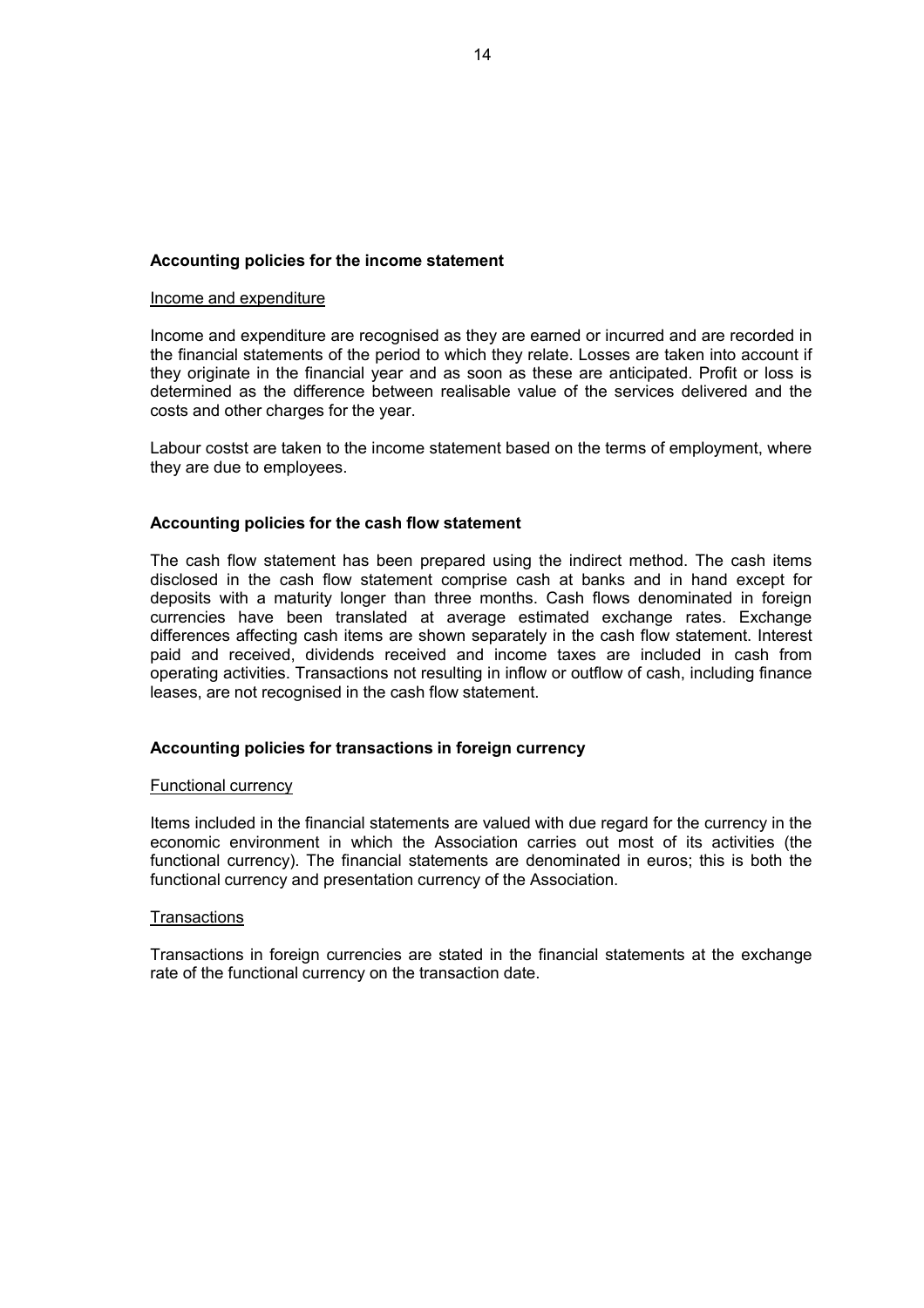**Accounting policies for the income statement**

Income and expenditure

Income and expenditure are recognised as they are earned or incurred and are recorded in the financial statements of the period to which they relate. Losses are taken into account if they originate in the financial year and as soon as these are anticipated. Profit or loss is determined as the difference between realisable value of the services delivered and the costs and other charges for the year.

Labour costst are taken to the income statement based on the terms of employment, where they are due to employees.

**Accounting policies for the cash flow statement**

The cash flow statement has been prepared using the indirect method. The cash items disclosed in the cash flow statement comprise cash at banks and in hand except for deposits with a maturity longer than three months. Cash flows denominated in foreign currencies have been translated at average estimated exchange rates. Exchange differences affecting cash items are shown separately in the cash flow statement. Interest paid and received, dividends received and income taxes are included in cash from operating activities. Transactions not resulting in inflow or outflow of cash, including finance leases, are not recognised in the cash flow statement.

**Accounting policies for transactions in foreign currency**

Functional currency

Items included in the financial statements are valued with due regard for the currency in the economic environment in which the Association carries out most of its activities (the functional currency). The financial statements are denominated in euros; this is both the functional currency and presentation currency of the Association.

Transactions

Transactions in foreign currencies are stated in the financial statements at the exchange rate of the functional currency on the transaction date.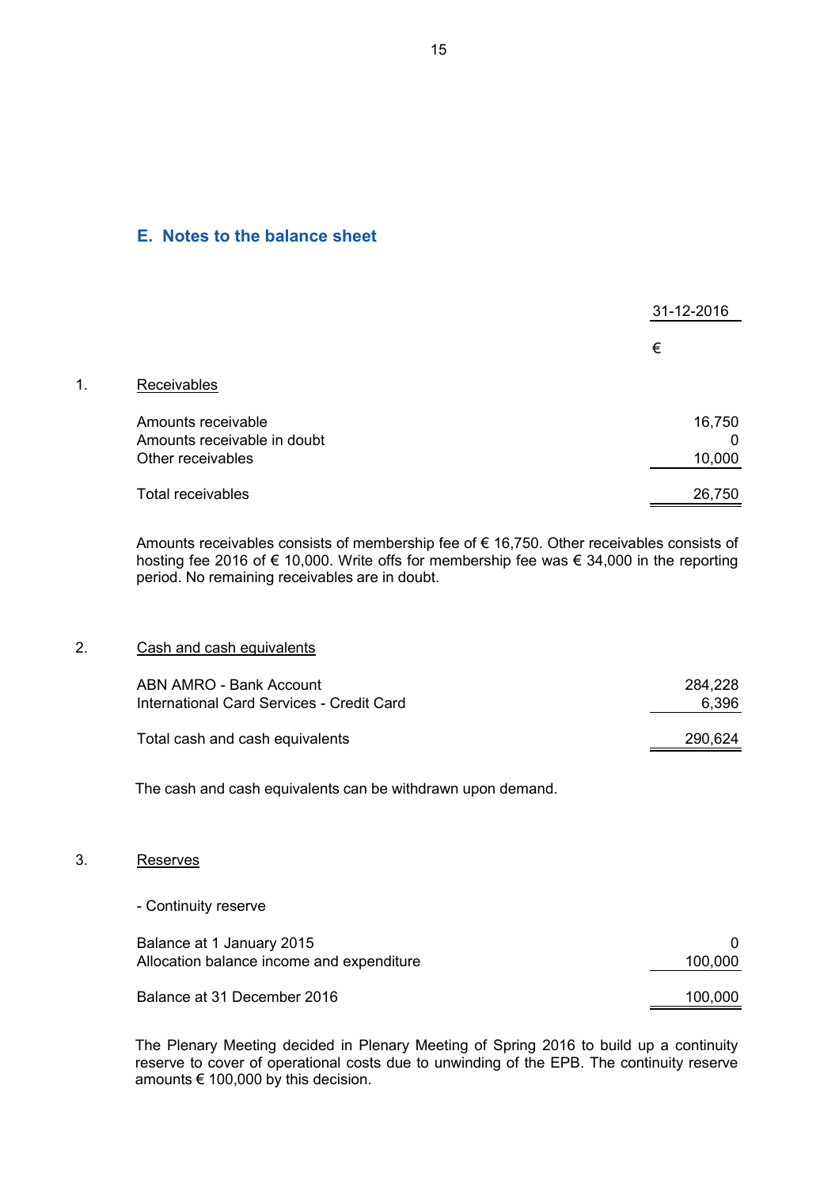## E. Notes to the balance sheet

| | | 31-12-2016 |
|---|---|---|
| | | € |
| 1. | Receivables | |
| | Amounts receivable | 16,750 |
| | Amounts receivable in doubt | 0 |
| | Other receivables | 10,000 |
| | Total receivables | 26,750 |

Amounts receivables consists of membership fee of € 16,750. Other receivables consists of hosting fee 2016 of € 10,000. Write offs for membership fee was € 34,000 in the reporting period. No remaining receivables are in doubt.

| | | 31-12-2016 |
|---|---|---|
| 2. | Cash and cash equivalents | |
| | ABN AMRO - Bank Account | 284,228 |
| | International Card Services - Credit Card | 6,396 |
| | Total cash and cash equivalents | 290,624 |

The cash and cash equivalents can be withdrawn upon demand.

| | | 31-12-2016 |
|---|---|---|
| 3. | Reserves | |
| | - Continuity reserve | |
| | Balance at 1 January 2015 | 0 |
| | Allocation balance income and expenditure | 100,000 |
| | Balance at 31 December 2016 | 100,000 |

The Plenary Meeting decided in Plenary Meeting of Spring 2016 to build up a continuity reserve to cover of operational costs due to unwinding of the EPB. The continuity reserve amounts € 100,000 by this decision.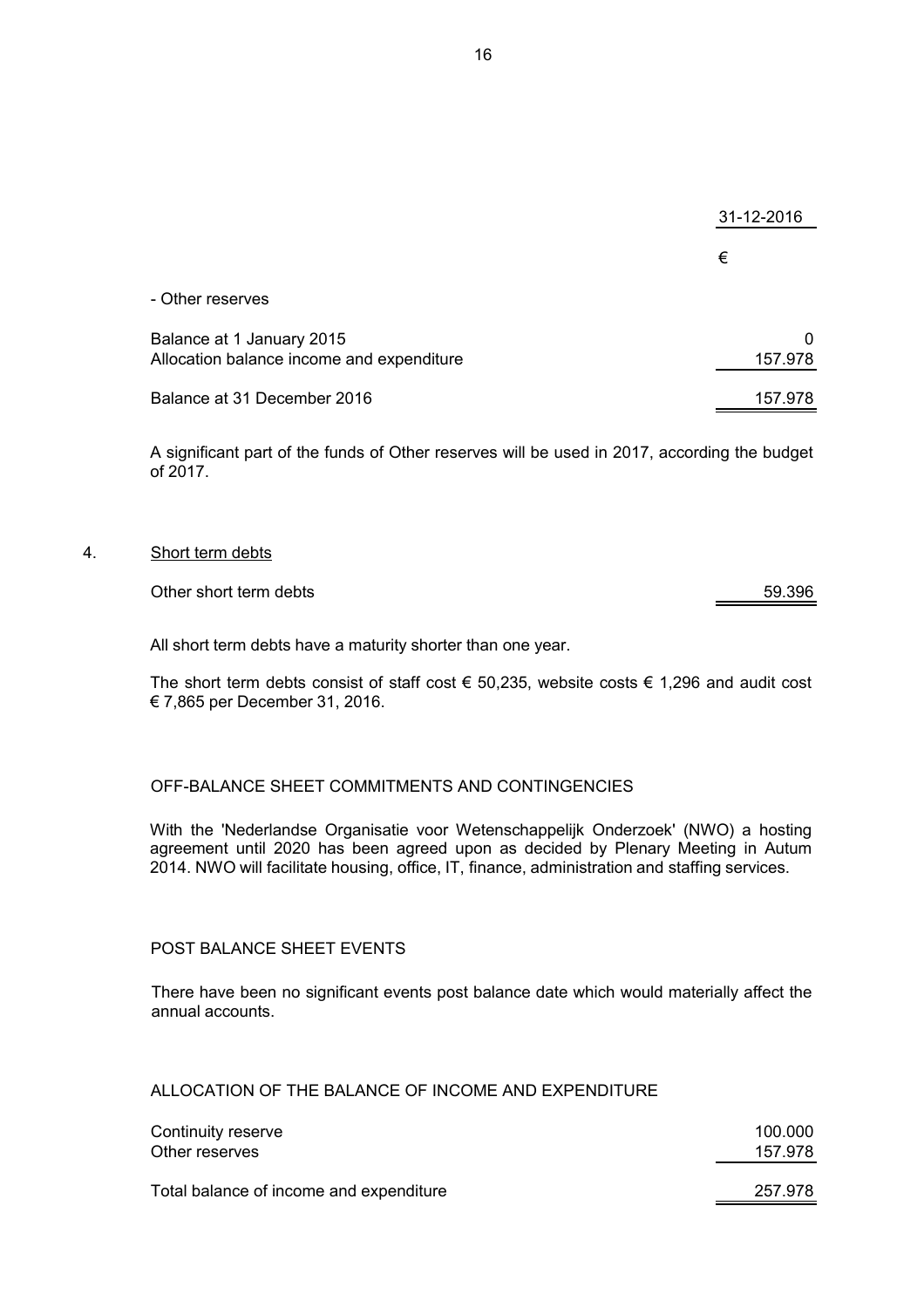| | 31-12-2016 |
|---|---|
| | € |
| - Other reserves | |
| Balance at 1 January 2015 | 0 |
| Allocation balance income and expenditure | 157.978 |
| Balance at 31 December 2016 | 157.978 |

A significant part of the funds of Other reserves will be used in 2017, according the budget of 2017.

4. Short term debts

| | |
|---|---|
| Other short term debts | 59.396 |

All short term debts have a maturity shorter than one year.

The short term debts consist of staff cost € 50,235, website costs € 1,296 and audit cost € 7,865 per December 31, 2016.

OFF-BALANCE SHEET COMMITMENTS AND CONTINGENCIES

With the 'Nederlandse Organisatie voor Wetenschappelijk Onderzoek' (NWO) a hosting agreement until 2020 has been agreed upon as decided by Plenary Meeting in Autum 2014. NWO will facilitate housing, office, IT, finance, administration and staffing services.

POST BALANCE SHEET EVENTS

There have been no significant events post balance date which would materially affect the annual accounts.

ALLOCATION OF THE BALANCE OF INCOME AND EXPENDITURE

| | |
|---|---|
| Continuity reserve | 100.000 |
| Other reserves | 157.978 |
| Total balance of income and expenditure | 257.978 |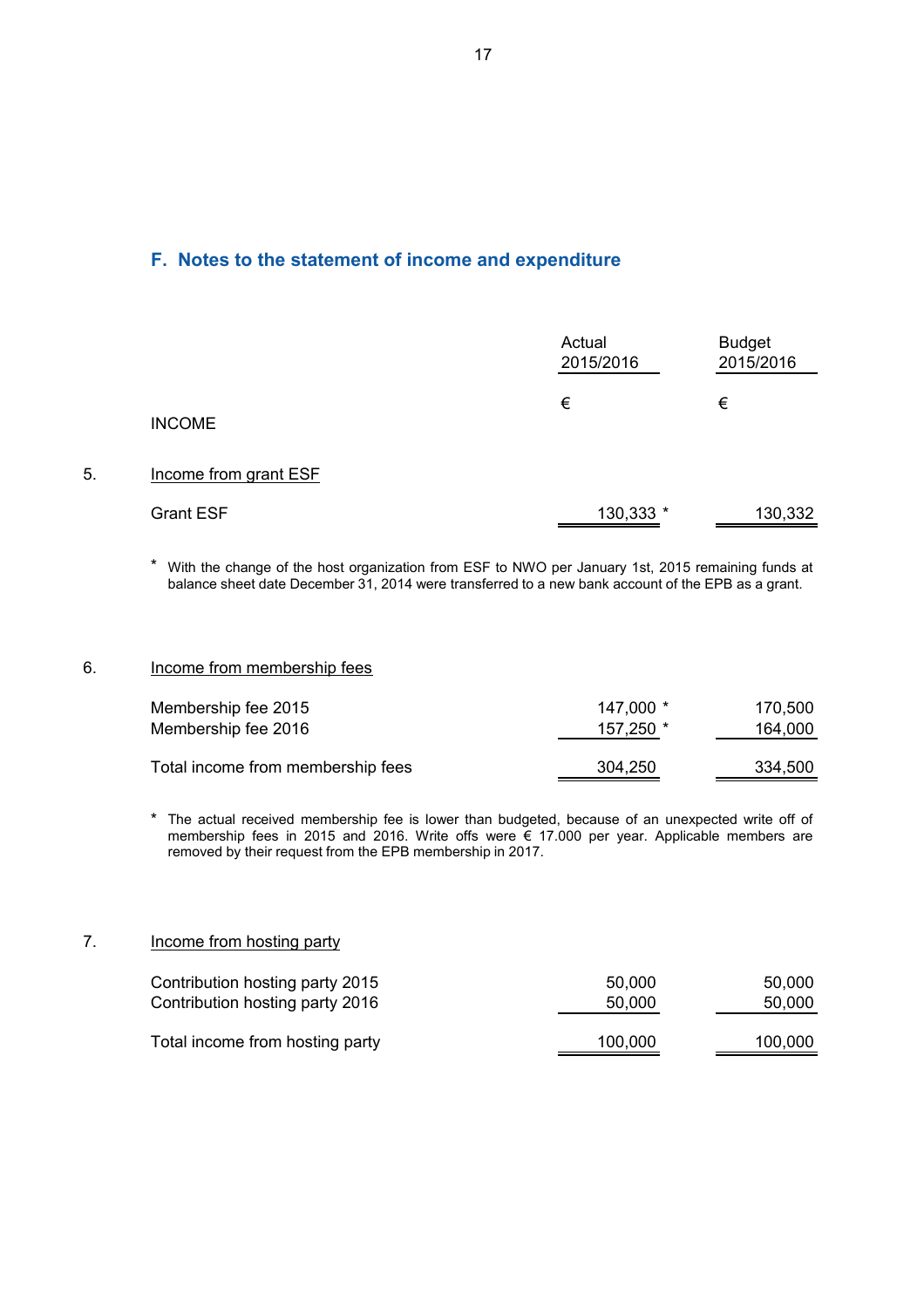## F. Notes to the statement of income and expenditure

| | Actual 2015/2016 | Budget 2015/2016 |
|---|---|---|
| | € | € |
| **INCOME** | | |

### 5. Income from grant ESF

| | Actual 2015/2016 | Budget 2015/2016 |
|---|---|---|
| Grant ESF | 130,333 * | 130,332 |

* With the change of the host organization from ESF to NWO per January 1st, 2015 remaining funds at balance sheet date December 31, 2014 were transferred to a new bank account of the EPB as a grant.

### 6. Income from membership fees

| | Actual 2015/2016 | Budget 2015/2016 |
|---|---|---|
| Membership fee 2015 | 147,000 * | 170,500 |
| Membership fee 2016 | 157,250 * | 164,000 |
| Total income from membership fees | 304,250 | 334,500 |

* The actual received membership fee is lower than budgeted, because of an unexpected write off of membership fees in 2015 and 2016. Write offs were € 17.000 per year. Applicable members are removed by their request from the EPB membership in 2017.

### 7. Income from hosting party

| | Actual 2015/2016 | Budget 2015/2016 |
|---|---|---|
| Contribution hosting party 2015 | 50,000 | 50,000 |
| Contribution hosting party 2016 | 50,000 | 50,000 |
| Total income from hosting party | 100,000 | 100,000 |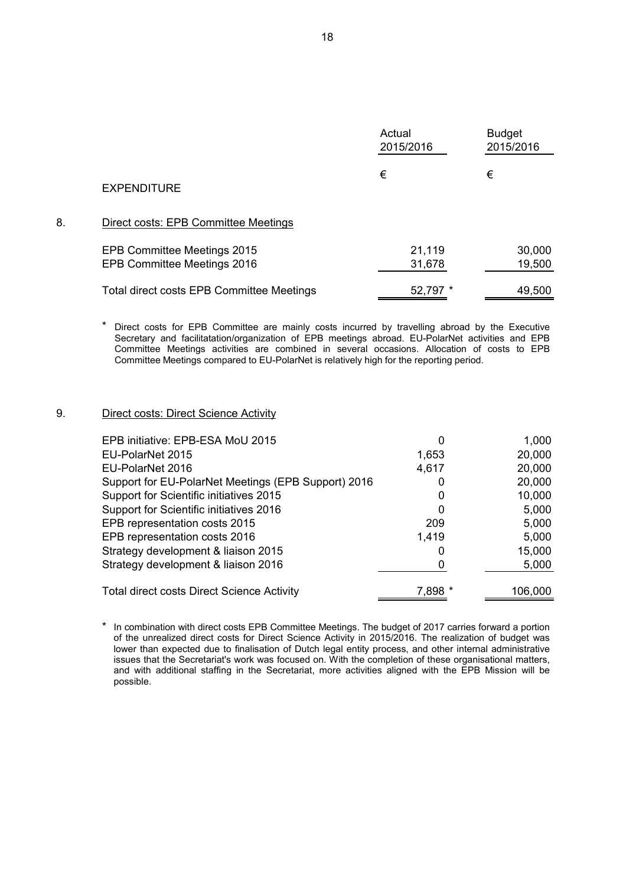| | Actual 2015/2016 | Budget 2015/2016 |
|---|---|---|
| **EXPENDITURE** | € | € |

8. Direct costs: EPB Committee Meetings

| | Actual 2015/2016 | Budget 2015/2016 |
|---|---|---|
| EPB Committee Meetings 2015 | 21,119 | 30,000 |
| EPB Committee Meetings 2016 | 31,678 | 19,500 |
| Total direct costs EPB Committee Meetings | 52,797 * | 49,500 |

\* Direct costs for EPB Committee are mainly costs incurred by travelling abroad by the Executive Secretary and facilitatation/organization of EPB meetings abroad. EU-PolarNet activities and EPB Committee Meetings activities are combined in several occasions. Allocation of costs to EPB Committee Meetings compared to EU-PolarNet is relatively high for the reporting period.

9. Direct costs: Direct Science Activity

| | Actual 2015/2016 | Budget 2015/2016 |
|---|---|---|
| EPB initiative: EPB-ESA MoU 2015 | 0 | 1,000 |
| EU-PolarNet 2015 | 1,653 | 20,000 |
| EU-PolarNet 2016 | 4,617 | 20,000 |
| Support for EU-PolarNet Meetings (EPB Support) 2016 | 0 | 20,000 |
| Support for Scientific initiatives 2015 | 0 | 10,000 |
| Support for Scientific initiatives 2016 | 0 | 5,000 |
| EPB representation costs 2015 | 209 | 5,000 |
| EPB representation costs 2016 | 1,419 | 5,000 |
| Strategy development & liaison 2015 | 0 | 15,000 |
| Strategy development & liaison 2016 | 0 | 5,000 |
| Total direct costs Direct Science Activity | 7,898 * | 106,000 |

\* In combination with direct costs EPB Committee Meetings. The budget of 2017 carries forward a portion of the unrealized direct costs for Direct Science Activity in 2015/2016. The realization of budget was lower than expected due to finalisation of Dutch legal entity process, and other internal administrative issues that the Secretariat's work was focused on. With the completion of these organisational matters, and with additional staffing in the Secretariat, more activities aligned with the EPB Mission will be possible.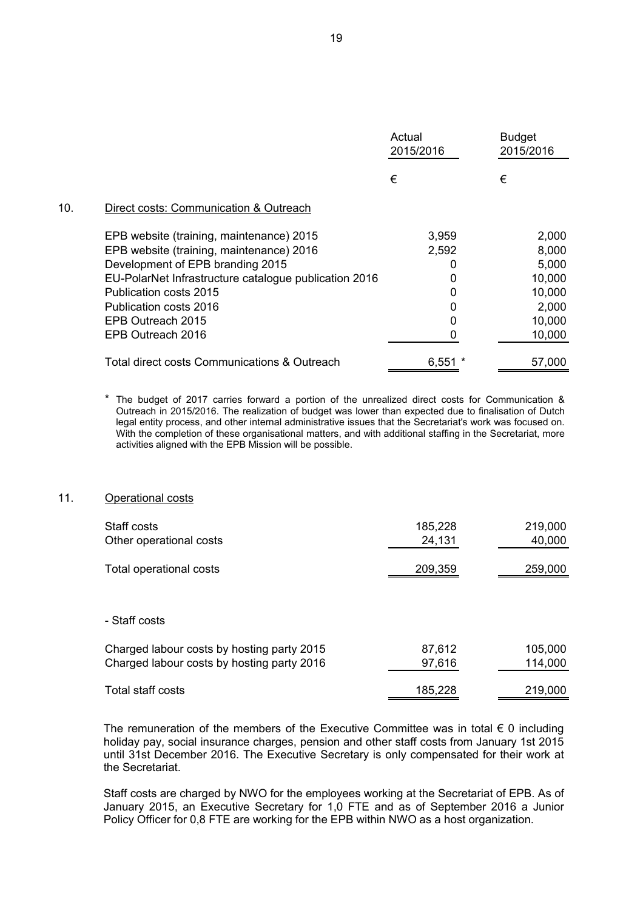|  | Actual 2015/2016 | Budget 2015/2016 |
|---|---|---|
|  | € | € |

## 10. Direct costs: Communication & Outreach

|  | Actual 2015/2016 | Budget 2015/2016 |
|---|---|---|
| EPB website (training, maintenance) 2015 | 3,959 | 2,000 |
| EPB website (training, maintenance) 2016 | 2,592 | 8,000 |
| Development of EPB branding 2015 | 0 | 5,000 |
| EU-PolarNet Infrastructure catalogue publication 2016 | 0 | 10,000 |
| Publication costs 2015 | 0 | 10,000 |
| Publication costs 2016 | 0 | 2,000 |
| EPB Outreach 2015 | 0 | 10,000 |
| EPB Outreach 2016 | 0 | 10,000 |
| Total direct costs Communications & Outreach | 6,551 * | 57,000 |

\* The budget of 2017 carries forward a portion of the unrealized direct costs for Communication & Outreach in 2015/2016. The realization of budget was lower than expected due to finalisation of Dutch legal entity process, and other internal administrative issues that the Secretariat's work was focused on. With the completion of these organisational matters, and with additional staffing in the Secretariat, more activities aligned with the EPB Mission will be possible.

## 11. Operational costs

|  | Actual 2015/2016 | Budget 2015/2016 |
|---|---|---|
| Staff costs | 185,228 | 219,000 |
| Other operational costs | 24,131 | 40,000 |
| Total operational costs | 209,359 | 259,000 |

- Staff costs

|  | Actual 2015/2016 | Budget 2015/2016 |
|---|---|---|
| Charged labour costs by hosting party 2015 | 87,612 | 105,000 |
| Charged labour costs by hosting party 2016 | 97,616 | 114,000 |
| Total staff costs | 185,228 | 219,000 |

The remuneration of the members of the Executive Committee was in total € 0 including holiday pay, social insurance charges, pension and other staff costs from January 1st 2015 until 31st December 2016. The Executive Secretary is only compensated for their work at the Secretariat.

Staff costs are charged by NWO for the employees working at the Secretariat of EPB. As of January 2015, an Executive Secretary for 1,0 FTE and as of September 2016 a Junior Policy Officer for 0,8 FTE are working for the EPB within NWO as a host organization.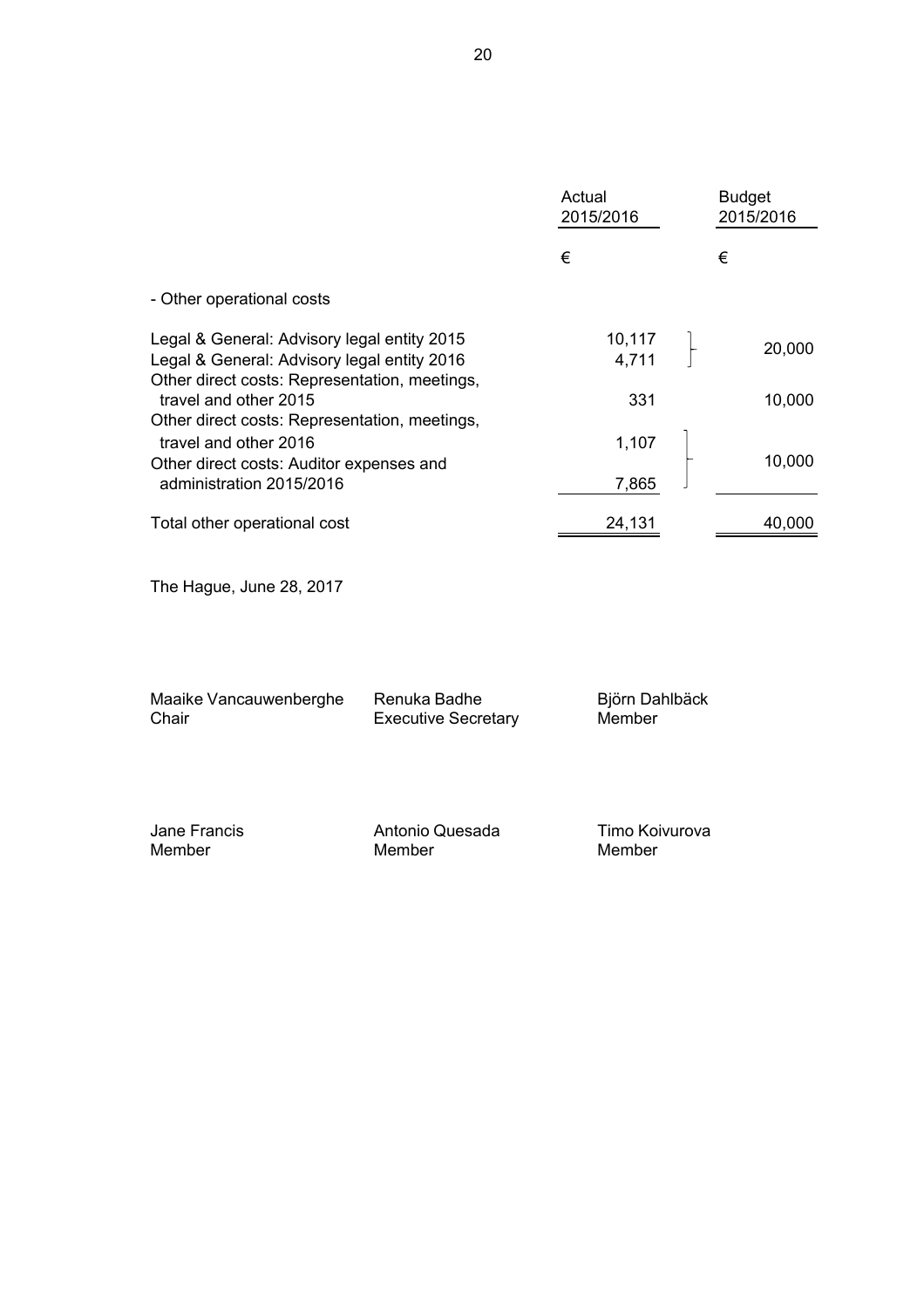| | Actual 2015/2016 | Budget 2015/2016 |
|---|---|---|
| | € | € |
| - Other operational costs | | |
| Legal & General: Advisory legal entity 2015 | 10,117 | 20,000 |
| Legal & General: Advisory legal entity 2016 | 4,711 | |
| Other direct costs: Representation, meetings, travel and other 2015 | 331 | 10,000 |
| Other direct costs: Representation, meetings, travel and other 2016 | 1,107 | 10,000 |
| Other direct costs: Auditor expenses and administration 2015/2016 | 7,865 | |
| Total other operational cost | 24,131 | 40,000 |

The Hague, June 28, 2017

Maaike Vancauwenberghe
Chair

Renuka Badhe
Executive Secretary

Björn Dahlbäck
Member

Jane Francis
Member

Antonio Quesada
Member

Timo Koivurova
Member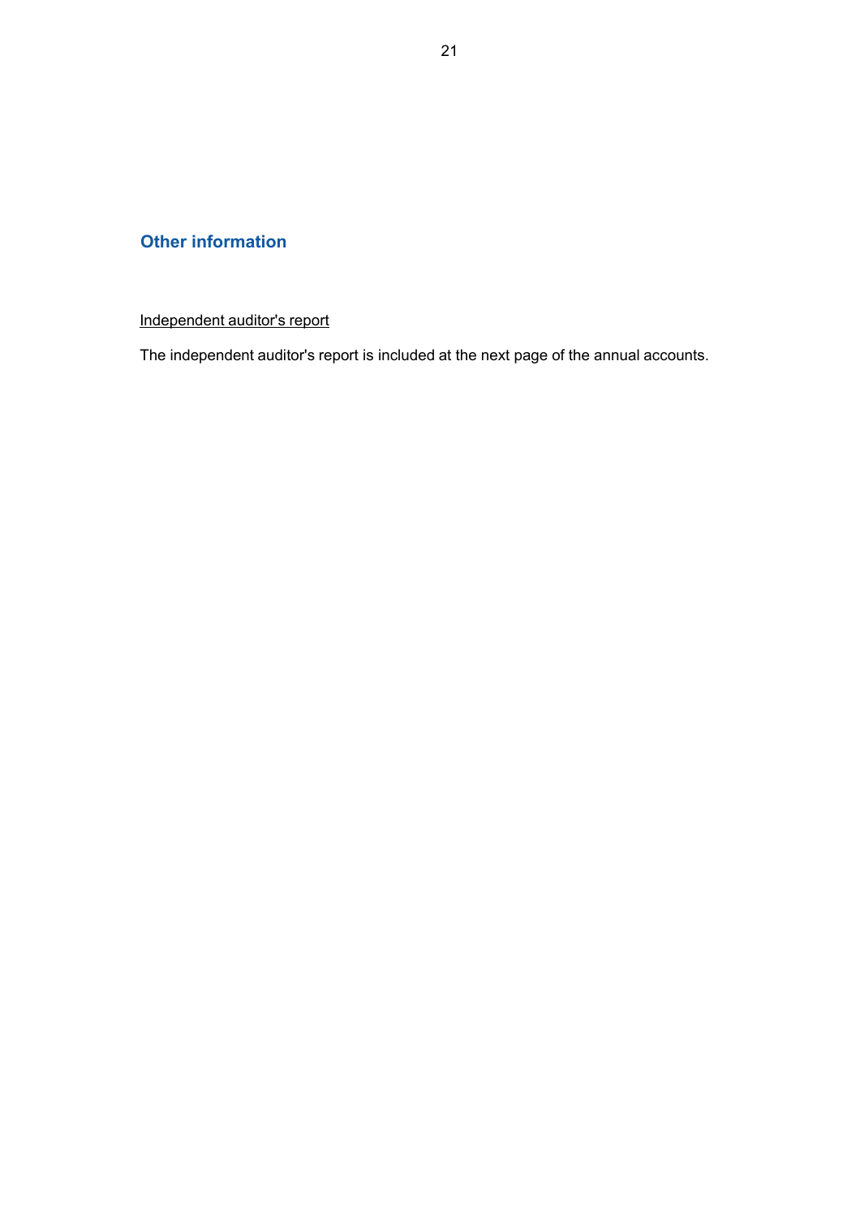## Other information

Independent auditor's report

The independent auditor's report is included at the next page of the annual accounts.